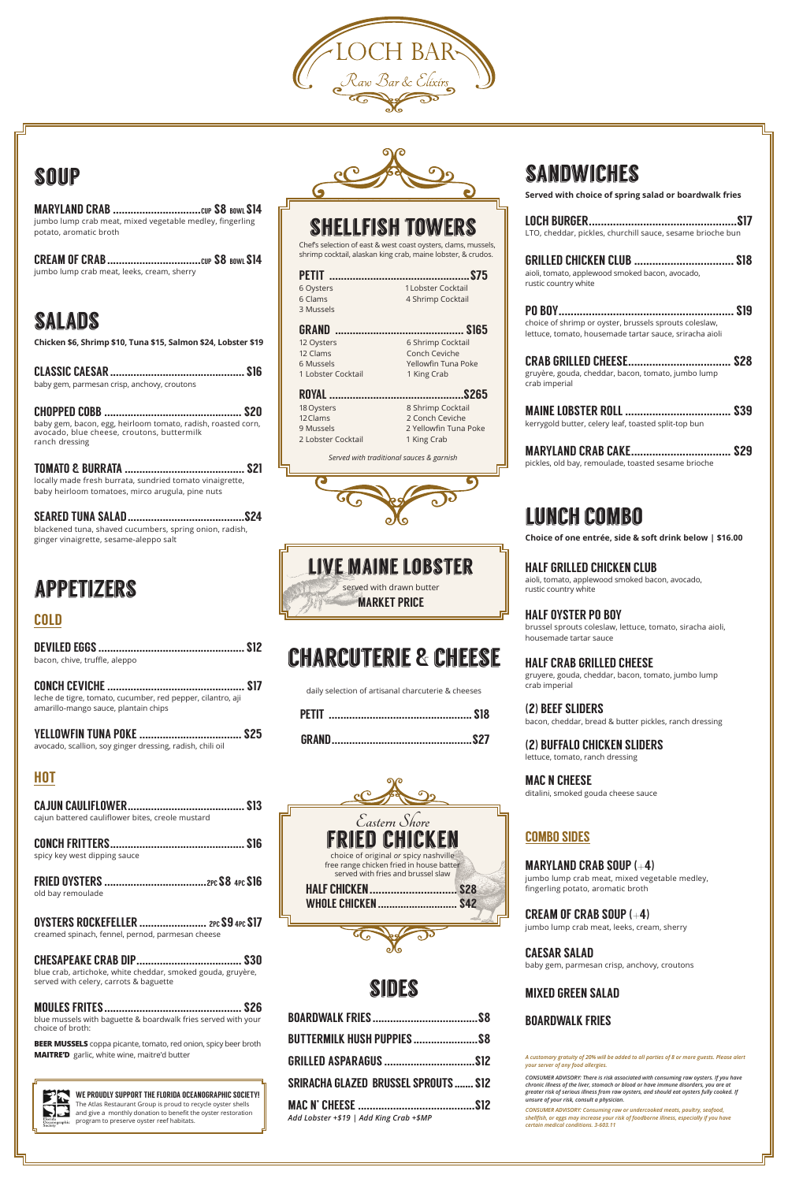# LOCH BAR

*Raw Bar & Elixirs*

## SOUP

**MARYLAND CRAB** .............................. CUP $8 BOWL $14
jumbo lump crab meat, mixed vegetable medley, fingerling potato, aromatic broth

**CREAM OF CRAB** ................................ CUP $8 BOWL $14
jumbo lump crab meat, leeks, cream, sherry

## SALADS

**Chicken $6, Shrimp $10, Tuna $15, Salmon $24, Lobster $19**

**CLASSIC CAESAR** .............................................. $16
baby gem, parmesan crisp, anchovy, croutons

**CHOPPED COBB** ............................................... $20
baby gem, bacon, egg, heirloom tomato, radish, roasted corn, avocado, blue cheese, croutons, buttermilk ranch dressing

**TOMATO & BURRATA** ......................................... $21
locally made fresh burrata, sundried tomato vinaigrette, baby heirloom tomatoes, mirco arugula, pine nuts

**SEARED TUNA SALAD** ........................................ $24
blackened tuna, shaved cucumbers, spring onion, radish, ginger vinaigrette, sesame-aleppo salt

## APPETIZERS

### COLD

**DEVILED EGGS** .................................................. $12
bacon, chive, truffle, aleppo

**CONCH CEVICHE** ............................................... $17
leche de tigre, tomato, cucumber, red pepper, cilantro, aji amarillo-mango sauce, plantain chips

**YELLOWFIN TUNA POKE** .................................... $25
avocado, scallion, soy ginger dressing, radish, chili oil

### HOT

**CAJUN CAULIFLOWER** ........................................ $13
cajun battered cauliflower bites, creole mustard

**CONCH FRITTERS** .............................................. $16
spicy key west dipping sauce

**FRIED OYSTERS** ................................... 2PC $8 4PC $16
old bay remoulade

**OYSTERS ROCKEFELLER** ....................... 2PC $9 4PC $17
creamed spinach, fennel, pernod, parmesan cheese

**CHESAPEAKE CRAB DIP** .................................... $30
blue crab, artichoke, white cheddar, smoked gouda, gruyère, served with celery, carrots & baguette

**MOULES FRITES** ............................................... $26
blue mussels with baguette & boardwalk fries served with your choice of broth:

**BEER MUSSELS** coppa picante, tomato, red onion, spicy beer broth
**MAITRE'D** garlic, white wine, maitre'd butter

**WE PROUDLY SUPPORT THE FLORIDA OCEANOGRAPHIC SOCIETY!**
The Atlas Restaurant Group is proud to recycle oyster shells and give a monthly donation to benefit the oyster restoration program to preserve oyster reef habitats.

## SHELLFISH TOWERS

Chef's selection of east & west coast oysters, clams, mussels, shrimp cocktail, alaskan king crab, maine lobster, & crudos.

**PETIT** ............................................... $75

| | |
|---|---|
| 6 Oysters | 1 Lobster Cocktail |
| 6 Clams | 4 Shrimp Cocktail |
| 3 Mussels | |

**GRAND** ............................................ $165

| | |
|---|---|
| 12 Oysters | 6 Shrimp Cocktail |
| 12 Clams | Conch Ceviche |
| 6 Mussels | Yellowfin Tuna Poke |
| 1 Lobster Cocktail | 1 King Crab |

**ROYAL** ............................................. $265

| | |
|---|---|
| 18 Oysters | 8 Shrimp Cocktail |
| 12 Clams | 2 Conch Ceviche |
| 9 Mussels | 2 Yellowfin Tuna Poke |
| 2 Lobster Cocktail | 1 King Crab |

*Served with traditional sauces & garnish*

## LIVE MAINE LOBSTER

served with drawn butter
**MARKET PRICE**

## CHARCUTERIE & CHEESE

daily selection of artisanal charcuterie & cheeses

**PETIT** ................................................ $18

**GRAND** ............................................... $27

*Eastern Shore*

## FRIED CHICKEN

choice of original or spicy nashville free range chicken fried in house batter served with fries and brussel slaw

**HALF CHICKEN** ............................. $28
**WHOLE CHICKEN** ........................... $42

## SIDES

**BOARDWALK FRIES** ................................... $8
**BUTTERMILK HUSH PUPPIES** ...................... $8
**GRILLED ASPARAGUS** ............................... $12
**SRIRACHA GLAZED BRUSSEL SPROUTS** ....... $12
**MAC N' CHEESE** ....................................... $12
*Add Lobster +$19 | Add King Crab +$MP*

## SANDWICHES

**Served with choice of spring salad or boardwalk fries**

**LOCH BURGER** ................................................ $17
LTO, cheddar, pickles, churchill sauce, sesame brioche bun

**GRILLED CHICKEN CLUB** ................................. $18
aioli, tomato, applewood smoked bacon, avocado, rustic country white

**PO BOY** .......................................................... $19
choice of shrimp or oyster, brussels sprouts coleslaw, lettuce, tomato, housemade tartar sauce, sriracha aioli

**CRAB GRILLED CHEESE** ................................... $28
gruyère, gouda, cheddar, bacon, tomato, jumbo lump crab imperial

**MAINE LOBSTER ROLL** .................................... $39
kerrygold butter, celery leaf, toasted split-top bun

**MARYLAND CRAB CAKE** ................................. $29
pickles, old bay, remoulade, toasted sesame brioche

## LUNCH COMBO

**Choice of one entrée, side & soft drink below | $16.00**

**HALF GRILLED CHICKEN CLUB**
aioli, tomato, applewood smoked bacon, avocado, rustic country white

**HALF OYSTER PO BOY**
brussel sprouts coleslaw, lettuce, tomato, siracha aioli, housemade tartar sauce

**HALF CRAB GRILLED CHEESE**
gruyere, gouda, cheddar, bacon, tomato, jumbo lump crab imperial

**(2) BEEF SLIDERS**
bacon, cheddar, bread & butter pickles, ranch dressing

**(2) BUFFALO CHICKEN SLIDERS**
lettuce, tomato, ranch dressing

**MAC N CHEESE**
ditalini, smoked gouda cheese sauce

### COMBO SIDES

**MARYLAND CRAB SOUP (+4)**
jumbo lump crab meat, mixed vegetable medley, fingerling potato, aromatic broth

**CREAM OF CRAB SOUP (+4)**
jumbo lump crab meat, leeks, cream, sherry

**CAESAR SALAD**
baby gem, parmesan crisp, anchovy, croutons

**MIXED GREEN SALAD**

**BOARDWALK FRIES**

*A customary gratuity of 20% will be added to all parties of 8 or more guests. Please alert your server of any food allergies.*

*CONSUMER ADVISORY: There is risk associated with consuming raw oysters. If you have chronic illness of the liver, stomach or blood or have immune disorders, you are at greater risk of serious illness from raw oysters, and should eat oysters fully cooked. If unsure of your risk, consult a physician.*

*CONSUMER ADVISORY: Consuming raw or undercooked meats, poultry, seafood, shellfish, or eggs may increase your risk of foodborne illness, especially if you have certain medical conditions. 3-603.11*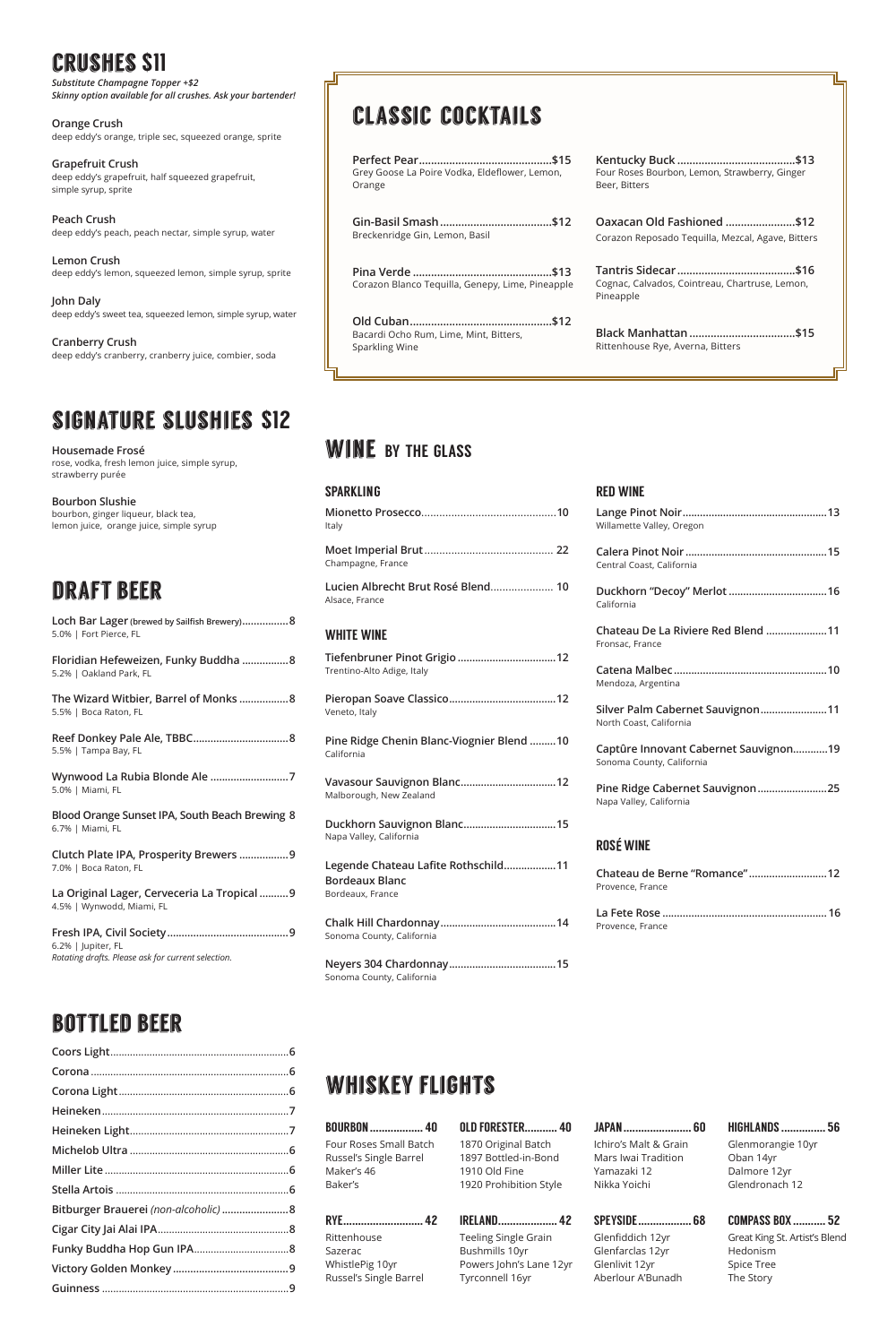## CRUSHES $11

*Substitute Champagne Topper +$2*
*Skinny option available for all crushes. Ask your bartender!*

**Orange Crush**
deep eddy's orange, triple sec, squeezed orange, sprite

**Grapefruit Crush**
deep eddy's grapefruit, half squeezed grapefruit, simple syrup, sprite

**Peach Crush**
deep eddy's peach, peach nectar, simple syrup, water

**Lemon Crush**
deep eddy's lemon, squeezed lemon, simple syrup, sprite

**John Daly**
deep eddy's sweet tea, squeezed lemon, simple syrup, water

**Cranberry Crush**
deep eddy's cranberry, cranberry juice, combier, soda

## CLASSIC COCKTAILS

**Perfect Pear....................$15**
Grey Goose La Poire Vodka, Eldeflower, Lemon, Orange

**Gin-Basil Smash....................$12**
Breckenridge Gin, Lemon, Basil

**Pina Verde....................$13**
Corazon Blanco Tequilla, Genepy, Lime, Pineapple

**Old Cuban....................$12**
Bacardi Ocho Rum, Lime, Mint, Bitters, Sparkling Wine

**Kentucky Buck....................$13**
Four Roses Bourbon, Lemon, Strawberry, Ginger Beer, Bitters

**Oaxacan Old Fashioned....................$12**
Corazon Reposado Tequilla, Mezcal, Agave, Bitters

**Tantris Sidecar....................$16**
Cognac, Calvados, Cointreau, Chartruse, Lemon, Pineapple

**Black Manhattan....................$15**
Rittenhouse Rye, Averna, Bitters

## SIGNATURE SLUSHIES $12

**Housemade Frosé**
rose, vodka, fresh lemon juice, simple syrup, strawberry purée

**Bourbon Slushie**
bourbon, ginger liqueur, black tea, lemon juice, orange juice, simple syrup

## WINE BY THE GLASS

### SPARKLING

**Mionetto Prosecco....................10**
Italy

**Moet Imperial Brut....................22**
Champagne, France

**Lucien Albrecht Brut Rosé Blend....................10**
Alsace, France

### WHITE WINE

**Tiefenbruner Pinot Grigio....................12**
Trentino-Alto Adige, Italy

**Pieropan Soave Classico....................12**
Veneto, Italy

**Pine Ridge Chenin Blanc-Viognier Blend....................10**
California

**Vavasour Sauvignon Blanc....................12**
Malborough, New Zealand

**Duckhorn Sauvignon Blanc....................15**
Napa Valley, California

**Legende Chateau Lafite Rothschild Bordeaux Blanc....................11**
Bordeaux, France

**Chalk Hill Chardonnay....................14**
Sonoma County, California

**Neyers 304 Chardonnay....................15**
Sonoma County, California

### RED WINE

**Lange Pinot Noir....................13**
Willamette Valley, Oregon

**Calera Pinot Noir....................15**
Central Coast, California

**Duckhorn "Decoy" Merlot....................16**
California

**Chateau De La Riviere Red Blend....................11**
Fronsac, France

**Catena Malbec....................10**
Mendoza, Argentina

**Silver Palm Cabernet Sauvignon....................11**
North Coast, California

**Captûre Innovant Cabernet Sauvignon....................19**
Sonoma County, California

**Pine Ridge Cabernet Sauvignon....................25**
Napa Valley, California

### ROSÉ WINE

**Chateau de Berne "Romance"....................12**
Provence, France

**La Fete Rose....................16**
Provence, France

## DRAFT BEER

**Loch Bar Lager (brewed by Sailfish Brewery)....................8**
5.0% | Fort Pierce, FL

**Floridian Hefeweizen, Funky Buddha....................8**
5.2% | Oakland Park, FL

**The Wizard Witbier, Barrel of Monks....................8**
5.5% | Boca Raton, FL

**Reef Donkey Pale Ale, TBBC....................8**
5.5% | Tampa Bay, FL

**Wynwood La Rubia Blonde Ale....................7**
5.0% | Miami, FL

**Blood Orange Sunset IPA, South Beach Brewing 8**
6.7% | Miami, FL

**Clutch Plate IPA, Prosperity Brewers....................9**
7.0% | Boca Raton, FL

**La Original Lager, Cerveceria La Tropical....................9**
4.5% | Wynwodd, Miami, FL

**Fresh IPA, Civil Society....................9**
6.2% | Jupiter, FL
*Rotating drafts. Please ask for current selection.*

## BOTTLED BEER

**Coors Light....................6**
**Corona....................6**
**Corona Light....................6**
**Heineken....................7**
**Heineken Light....................7**
**Michelob Ultra....................6**
**Miller Lite....................6**
**Stella Artois....................6**
**Bitburger Brauerei *(non-alcoholic)*....................8**
**Cigar City Jai Alai IPA....................8**
**Funky Buddha Hop Gun IPA....................8**
**Victory Golden Monkey....................9**
**Guinness....................9**

## WHISKEY FLIGHTS

### BOURBON.................. 40
Four Roses Small Batch
Russel's Single Barrel
Maker's 46
Baker's

### OLD FORESTER........... 40
1870 Original Batch
1897 Bottled-in-Bond
1910 Old Fine
1920 Prohibition Style

### JAPAN....................... 60
Ichiro's Malt & Grain
Mars Iwai Tradition
Yamazaki 12
Nikka Yoichi

### HIGHLANDS............... 56
Glenmorangie 10yr
Oban 14yr
Dalmore 12yr
Glendronach 12

### RYE........................... 42
Rittenhouse
Sazerac
WhistlePig 10yr
Russel's Single Barrel

### IRELAND.................... 42
Teeling Single Grain
Bushmills 10yr
Powers John's Lane 12yr
Tyrconnell 16yr

### SPEYSIDE.................. 68
Glenfiddich 12yr
Glenfarclas 12yr
Glenlivit 12yr
Aberlour A'Bunadh

### COMPASS BOX........... 52
Great King St. Artist's Blend
Hedonism
Spice Tree
The Story